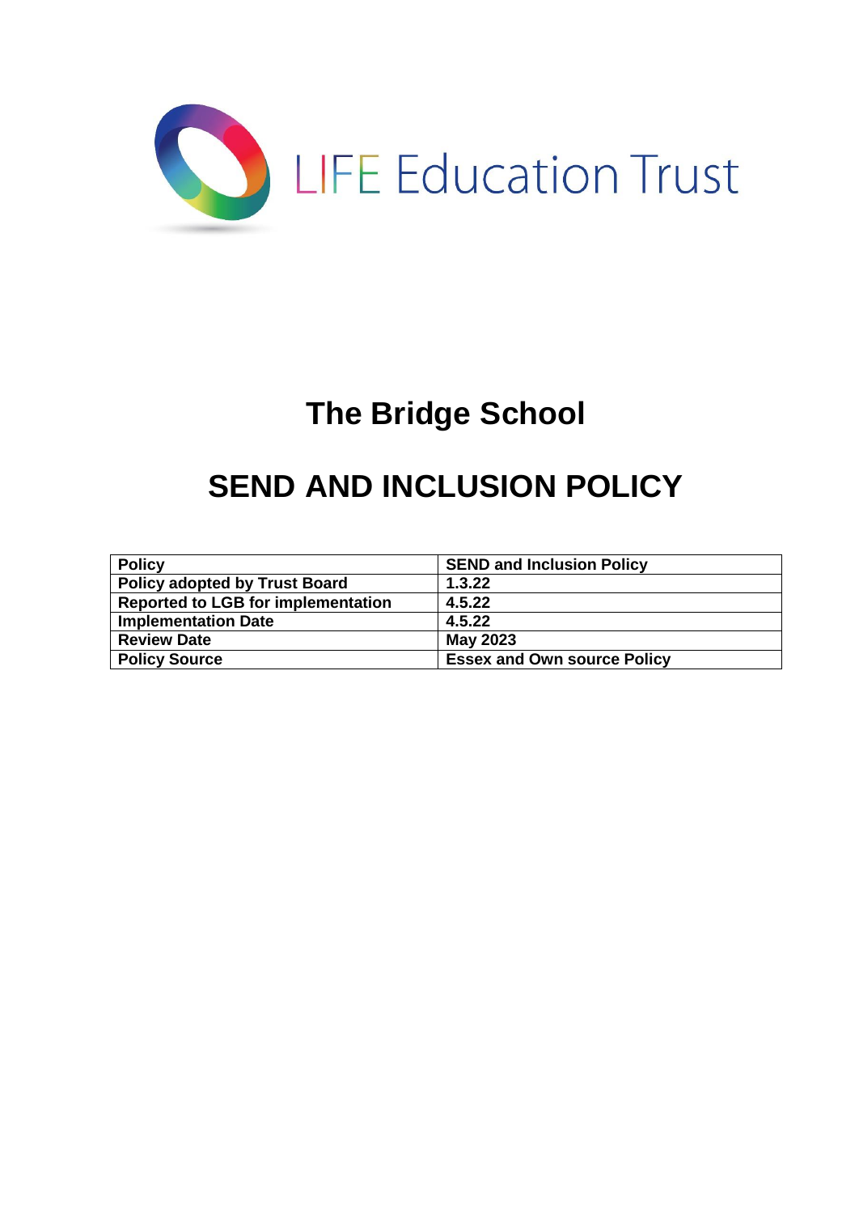LIFE Education Trust

# The Bridge School

# SEND AND INCLUSION POLICY

| Policy | SEND and Inclusion Policy |
| --- | --- |
| Policy adopted by Trust Board | 1.3.22 |
| Reported to LGB for implementation | 4.5.22 |
| Implementation Date | 4.5.22 |
| Review Date | May 2023 |
| Policy Source | Essex and Own source Policy |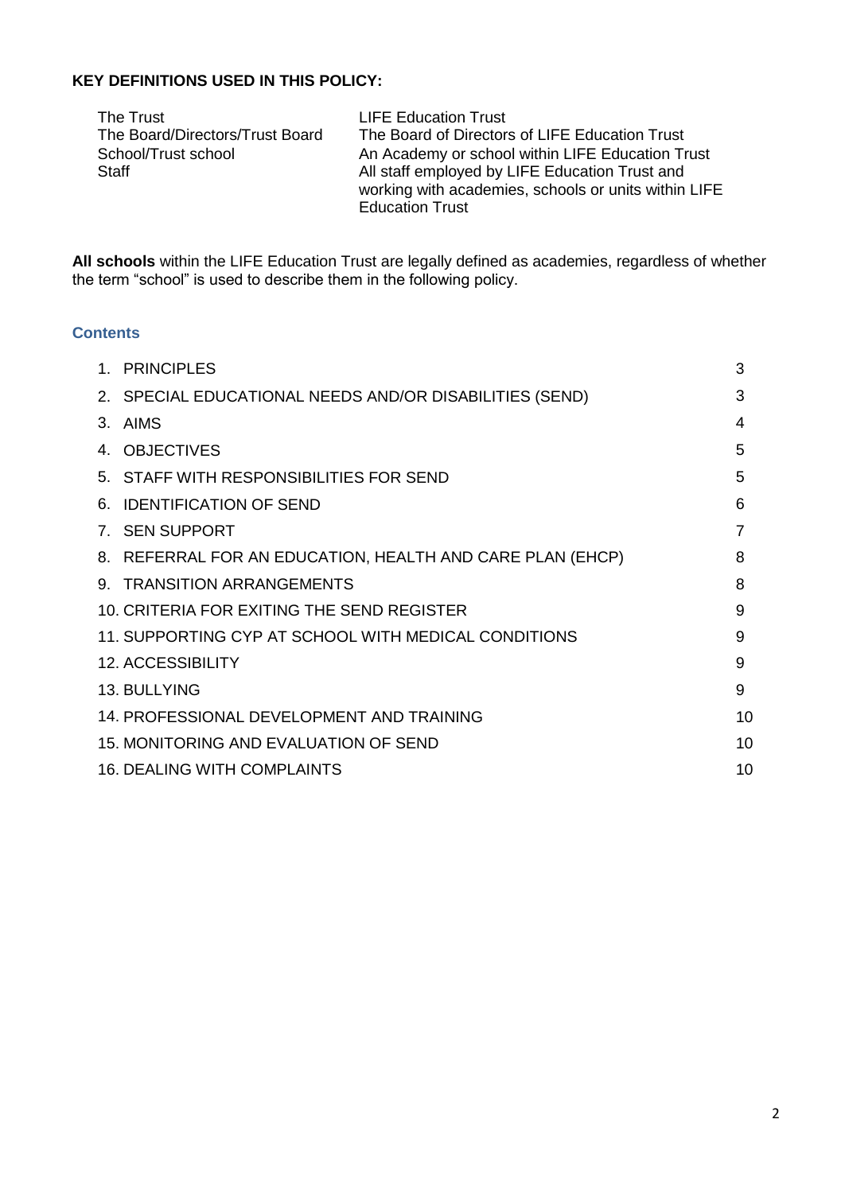**KEY DEFINITIONS USED IN THIS POLICY:**

| | |
|---|---|
| The Trust | LIFE Education Trust |
| The Board/Directors/Trust Board | The Board of Directors of LIFE Education Trust |
| School/Trust school | An Academy or school within LIFE Education Trust |
| Staff | All staff employed by LIFE Education Trust and working with academies, schools or units within LIFE Education Trust |

**All schools** within the LIFE Education Trust are legally defined as academies, regardless of whether the term "school" is used to describe them in the following policy.

## Contents

| | |
|---|---|
| 1. PRINCIPLES | 3 |
| 2. SPECIAL EDUCATIONAL NEEDS AND/OR DISABILITIES (SEND) | 3 |
| 3. AIMS | 4 |
| 4. OBJECTIVES | 5 |
| 5. STAFF WITH RESPONSIBILITIES FOR SEND | 5 |
| 6. IDENTIFICATION OF SEND | 6 |
| 7. SEN SUPPORT | 7 |
| 8. REFERRAL FOR AN EDUCATION, HEALTH AND CARE PLAN (EHCP) | 8 |
| 9. TRANSITION ARRANGEMENTS | 8 |
| 10. CRITERIA FOR EXITING THE SEND REGISTER | 9 |
| 11. SUPPORTING CYP AT SCHOOL WITH MEDICAL CONDITIONS | 9 |
| 12. ACCESSIBILITY | 9 |
| 13. BULLYING | 9 |
| 14. PROFESSIONAL DEVELOPMENT AND TRAINING | 10 |
| 15. MONITORING AND EVALUATION OF SEND | 10 |
| 16. DEALING WITH COMPLAINTS | 10 |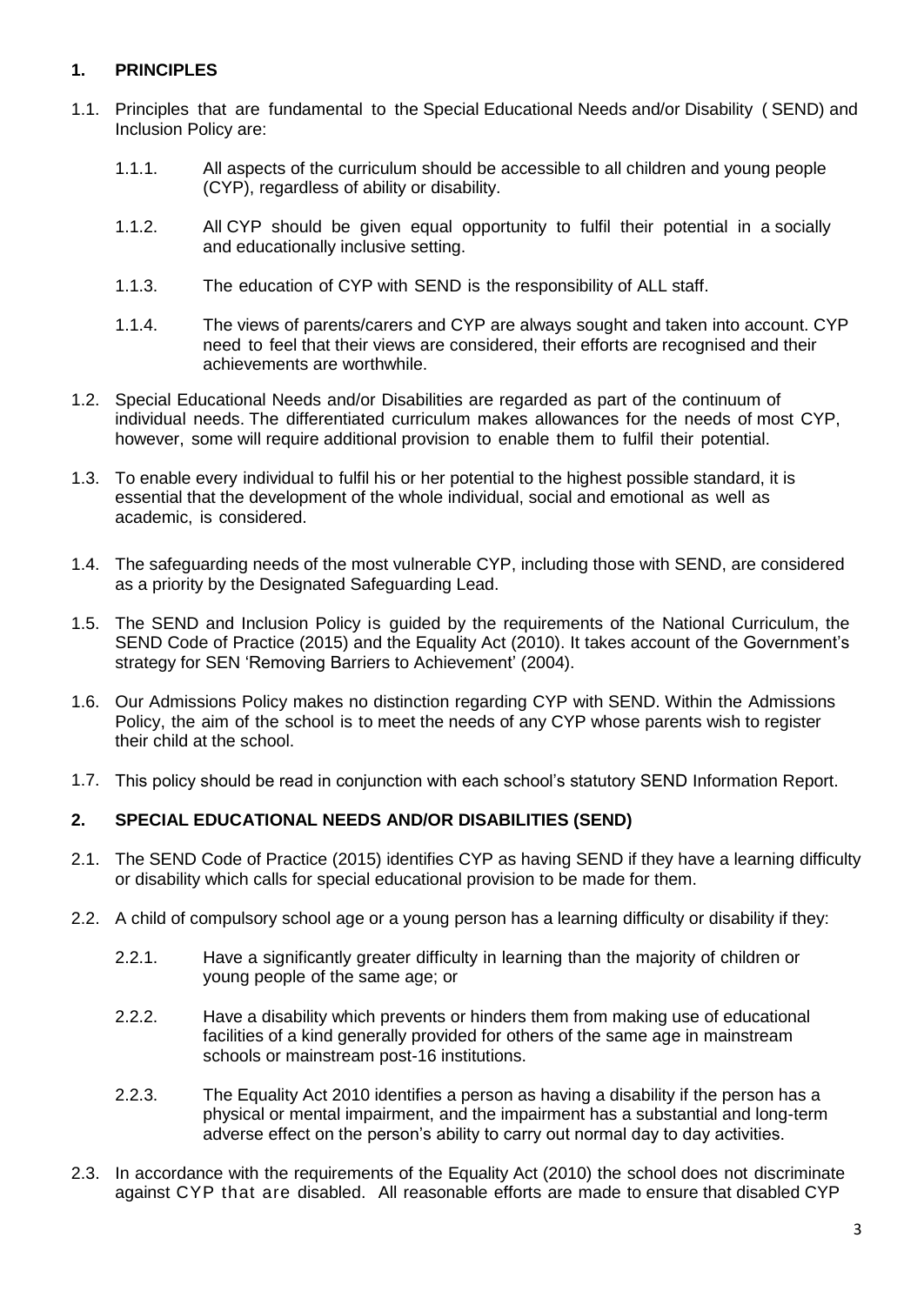## 1. PRINCIPLES

1.1. Principles that are fundamental to the Special Educational Needs and/or Disability ( SEND) and Inclusion Policy are:

1.1.1. All aspects of the curriculum should be accessible to all children and young people (CYP), regardless of ability or disability.

1.1.2. All CYP should be given equal opportunity to fulfil their potential in a socially and educationally inclusive setting.

1.1.3. The education of CYP with SEND is the responsibility of ALL staff.

1.1.4. The views of parents/carers and CYP are always sought and taken into account. CYP need to feel that their views are considered, their efforts are recognised and their achievements are worthwhile.

1.2. Special Educational Needs and/or Disabilities are regarded as part of the continuum of individual needs. The differentiated curriculum makes allowances for the needs of most CYP, however, some will require additional provision to enable them to fulfil their potential.

1.3. To enable every individual to fulfil his or her potential to the highest possible standard, it is essential that the development of the whole individual, social and emotional as well as academic, is considered.

1.4. The safeguarding needs of the most vulnerable CYP, including those with SEND, are considered as a priority by the Designated Safeguarding Lead.

1.5. The SEND and Inclusion Policy is guided by the requirements of the National Curriculum, the SEND Code of Practice (2015) and the Equality Act (2010). It takes account of the Government's strategy for SEN 'Removing Barriers to Achievement' (2004).

1.6. Our Admissions Policy makes no distinction regarding CYP with SEND. Within the Admissions Policy, the aim of the school is to meet the needs of any CYP whose parents wish to register their child at the school.

1.7. This policy should be read in conjunction with each school's statutory SEND Information Report.

## 2. SPECIAL EDUCATIONAL NEEDS AND/OR DISABILITIES (SEND)

2.1. The SEND Code of Practice (2015) identifies CYP as having SEND if they have a learning difficulty or disability which calls for special educational provision to be made for them.

2.2. A child of compulsory school age or a young person has a learning difficulty or disability if they:

2.2.1. Have a significantly greater difficulty in learning than the majority of children or young people of the same age; or

2.2.2. Have a disability which prevents or hinders them from making use of educational facilities of a kind generally provided for others of the same age in mainstream schools or mainstream post-16 institutions.

2.2.3. The Equality Act 2010 identifies a person as having a disability if the person has a physical or mental impairment, and the impairment has a substantial and long-term adverse effect on the person's ability to carry out normal day to day activities.

2.3. In accordance with the requirements of the Equality Act (2010) the school does not discriminate against CYP that are disabled. All reasonable efforts are made to ensure that disabled CYP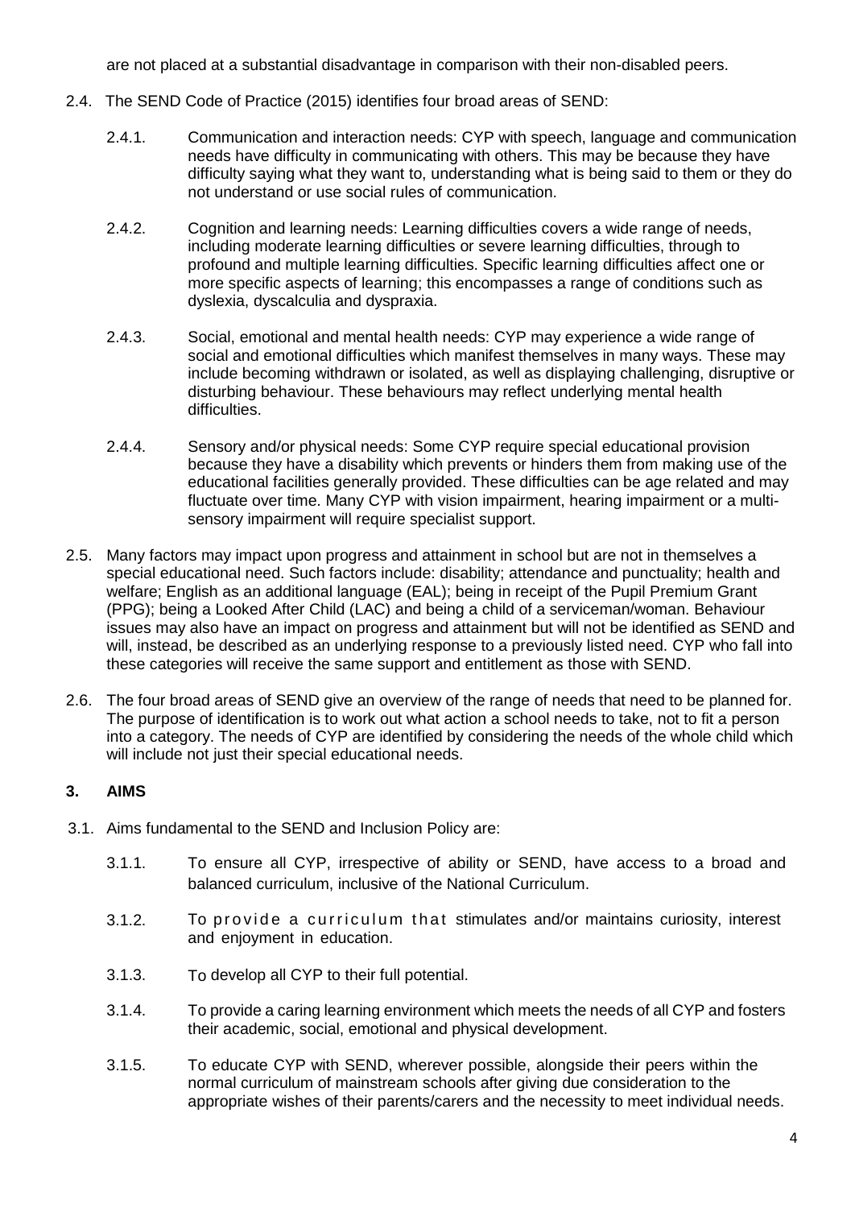are not placed at a substantial disadvantage in comparison with their non-disabled peers.

2.4. The SEND Code of Practice (2015) identifies four broad areas of SEND:

2.4.1. Communication and interaction needs: CYP with speech, language and communication needs have difficulty in communicating with others. This may be because they have difficulty saying what they want to, understanding what is being said to them or they do not understand or use social rules of communication.

2.4.2. Cognition and learning needs: Learning difficulties covers a wide range of needs, including moderate learning difficulties or severe learning difficulties, through to profound and multiple learning difficulties. Specific learning difficulties affect one or more specific aspects of learning; this encompasses a range of conditions such as dyslexia, dyscalculia and dyspraxia.

2.4.3. Social, emotional and mental health needs: CYP may experience a wide range of social and emotional difficulties which manifest themselves in many ways. These may include becoming withdrawn or isolated, as well as displaying challenging, disruptive or disturbing behaviour. These behaviours may reflect underlying mental health difficulties.

2.4.4. Sensory and/or physical needs: Some CYP require special educational provision because they have a disability which prevents or hinders them from making use of the educational facilities generally provided. These difficulties can be age related and may fluctuate over time. Many CYP with vision impairment, hearing impairment or a multi-sensory impairment will require specialist support.

2.5. Many factors may impact upon progress and attainment in school but are not in themselves a special educational need. Such factors include: disability; attendance and punctuality; health and welfare; English as an additional language (EAL); being in receipt of the Pupil Premium Grant (PPG); being a Looked After Child (LAC) and being a child of a serviceman/woman. Behaviour issues may also have an impact on progress and attainment but will not be identified as SEND and will, instead, be described as an underlying response to a previously listed need. CYP who fall into these categories will receive the same support and entitlement as those with SEND.

2.6. The four broad areas of SEND give an overview of the range of needs that need to be planned for. The purpose of identification is to work out what action a school needs to take, not to fit a person into a category. The needs of CYP are identified by considering the needs of the whole child which will include not just their special educational needs.

## 3. AIMS

3.1. Aims fundamental to the SEND and Inclusion Policy are:

3.1.1. To ensure all CYP, irrespective of ability or SEND, have access to a broad and balanced curriculum, inclusive of the National Curriculum.

3.1.2. To provide a curriculum that stimulates and/or maintains curiosity, interest and enjoyment in education.

3.1.3. To develop all CYP to their full potential.

3.1.4. To provide a caring learning environment which meets the needs of all CYP and fosters their academic, social, emotional and physical development.

3.1.5. To educate CYP with SEND, wherever possible, alongside their peers within the normal curriculum of mainstream schools after giving due consideration to the appropriate wishes of their parents/carers and the necessity to meet individual needs.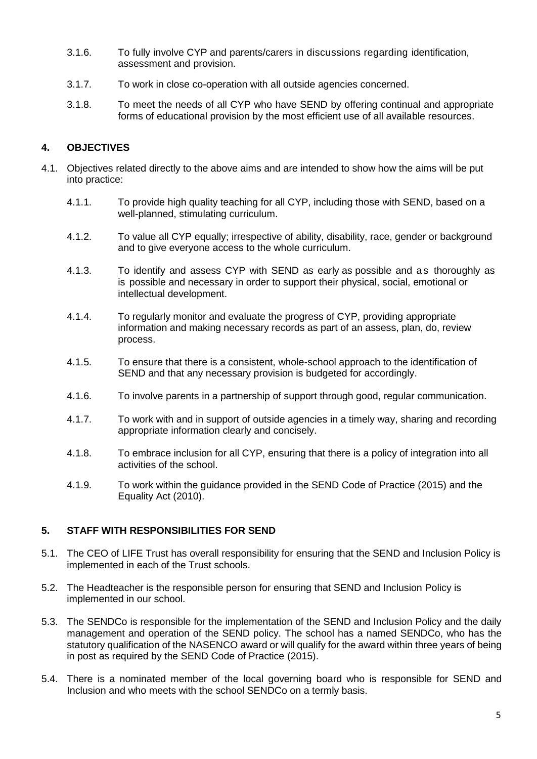3.1.6. To fully involve CYP and parents/carers in discussions regarding identification, assessment and provision.

3.1.7. To work in close co-operation with all outside agencies concerned.

3.1.8. To meet the needs of all CYP who have SEND by offering continual and appropriate forms of educational provision by the most efficient use of all available resources.

## 4. OBJECTIVES

4.1. Objectives related directly to the above aims and are intended to show how the aims will be put into practice:

4.1.1. To provide high quality teaching for all CYP, including those with SEND, based on a well-planned, stimulating curriculum.

4.1.2. To value all CYP equally; irrespective of ability, disability, race, gender or background and to give everyone access to the whole curriculum.

4.1.3. To identify and assess CYP with SEND as early as possible and as thoroughly as is possible and necessary in order to support their physical, social, emotional or intellectual development.

4.1.4. To regularly monitor and evaluate the progress of CYP, providing appropriate information and making necessary records as part of an assess, plan, do, review process.

4.1.5. To ensure that there is a consistent, whole-school approach to the identification of SEND and that any necessary provision is budgeted for accordingly.

4.1.6. To involve parents in a partnership of support through good, regular communication.

4.1.7. To work with and in support of outside agencies in a timely way, sharing and recording appropriate information clearly and concisely.

4.1.8. To embrace inclusion for all CYP, ensuring that there is a policy of integration into all activities of the school.

4.1.9. To work within the guidance provided in the SEND Code of Practice (2015) and the Equality Act (2010).

## 5. STAFF WITH RESPONSIBILITIES FOR SEND

5.1. The CEO of LIFE Trust has overall responsibility for ensuring that the SEND and Inclusion Policy is implemented in each of the Trust schools.

5.2. The Headteacher is the responsible person for ensuring that SEND and Inclusion Policy is implemented in our school.

5.3. The SENDCo is responsible for the implementation of the SEND and Inclusion Policy and the daily management and operation of the SEND policy. The school has a named SENDCo, who has the statutory qualification of the NASENCO award or will qualify for the award within three years of being in post as required by the SEND Code of Practice (2015).

5.4. There is a nominated member of the local governing board who is responsible for SEND and Inclusion and who meets with the school SENDCo on a termly basis.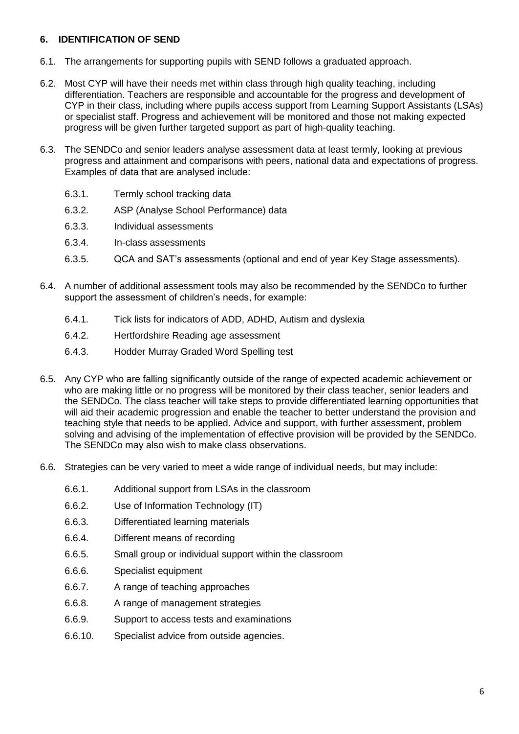## 6. IDENTIFICATION OF SEND

6.1. The arrangements for supporting pupils with SEND follows a graduated approach.

6.2. Most CYP will have their needs met within class through high quality teaching, including differentiation. Teachers are responsible and accountable for the progress and development of CYP in their class, including where pupils access support from Learning Support Assistants (LSAs) or specialist staff. Progress and achievement will be monitored and those not making expected progress will be given further targeted support as part of high-quality teaching.

6.3. The SENDCo and senior leaders analyse assessment data at least termly, looking at previous progress and attainment and comparisons with peers, national data and expectations of progress. Examples of data that are analysed include:

- 6.3.1. Termly school tracking data
- 6.3.2. ASP (Analyse School Performance) data
- 6.3.3. Individual assessments
- 6.3.4. In-class assessments
- 6.3.5. QCA and SAT's assessments (optional and end of year Key Stage assessments).

6.4. A number of additional assessment tools may also be recommended by the SENDCo to further support the assessment of children's needs, for example:

- 6.4.1. Tick lists for indicators of ADD, ADHD, Autism and dyslexia
- 6.4.2. Hertfordshire Reading age assessment
- 6.4.3. Hodder Murray Graded Word Spelling test

6.5. Any CYP who are falling significantly outside of the range of expected academic achievement or who are making little or no progress will be monitored by their class teacher, senior leaders and the SENDCo. The class teacher will take steps to provide differentiated learning opportunities that will aid their academic progression and enable the teacher to better understand the provision and teaching style that needs to be applied. Advice and support, with further assessment, problem solving and advising of the implementation of effective provision will be provided by the SENDCo. The SENDCo may also wish to make class observations.

6.6. Strategies can be very varied to meet a wide range of individual needs, but may include:

- 6.6.1. Additional support from LSAs in the classroom
- 6.6.2. Use of Information Technology (IT)
- 6.6.3. Differentiated learning materials
- 6.6.4. Different means of recording
- 6.6.5. Small group or individual support within the classroom
- 6.6.6. Specialist equipment
- 6.6.7. A range of teaching approaches
- 6.6.8. A range of management strategies
- 6.6.9. Support to access tests and examinations
- 6.6.10. Specialist advice from outside agencies.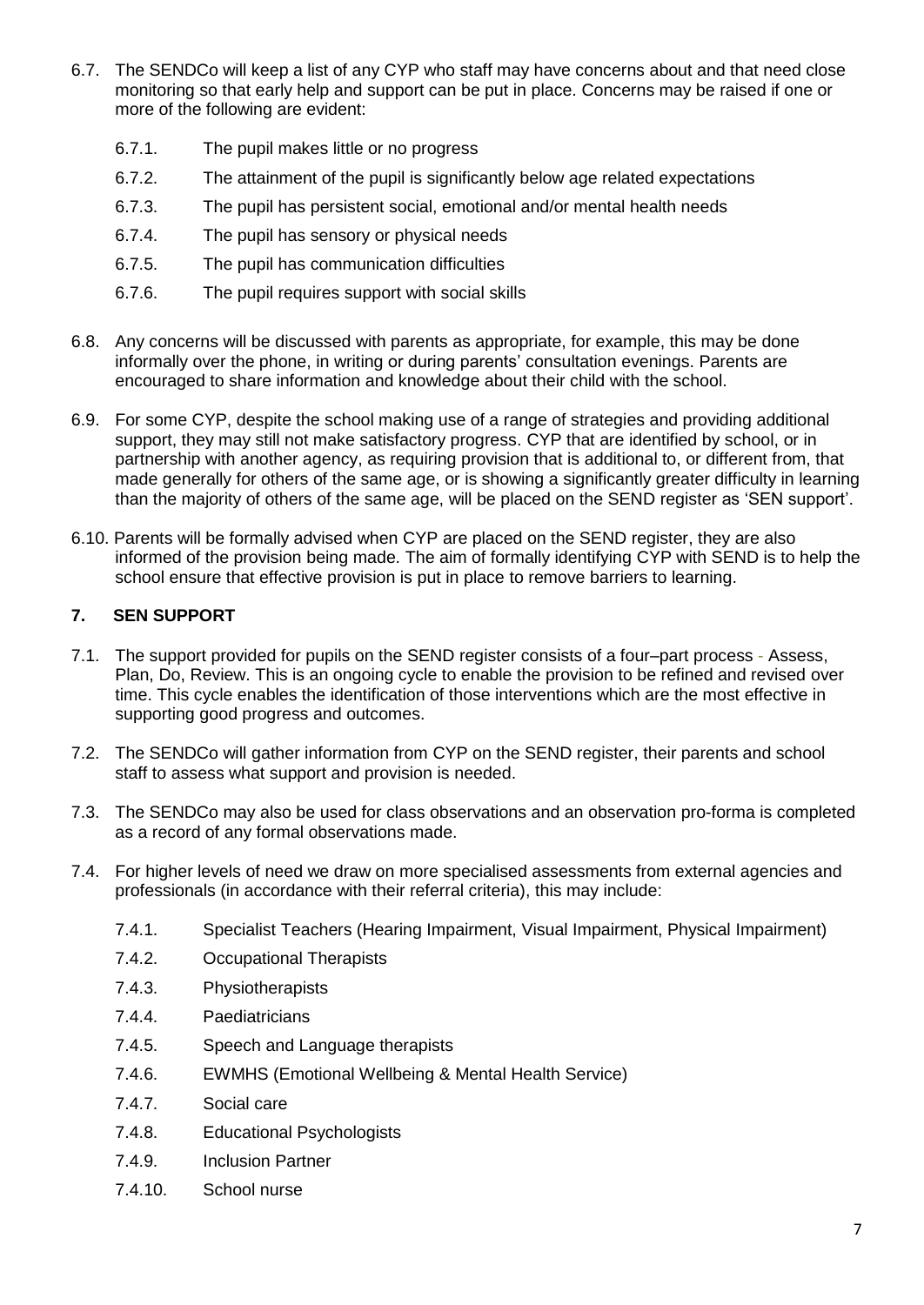6.7. The SENDCo will keep a list of any CYP who staff may have concerns about and that need close monitoring so that early help and support can be put in place. Concerns may be raised if one or more of the following are evident:

   6.7.1. The pupil makes little or no progress

   6.7.2. The attainment of the pupil is significantly below age related expectations

   6.7.3. The pupil has persistent social, emotional and/or mental health needs

   6.7.4. The pupil has sensory or physical needs

   6.7.5. The pupil has communication difficulties

   6.7.6. The pupil requires support with social skills

6.8. Any concerns will be discussed with parents as appropriate, for example, this may be done informally over the phone, in writing or during parents' consultation evenings. Parents are encouraged to share information and knowledge about their child with the school.

6.9. For some CYP, despite the school making use of a range of strategies and providing additional support, they may still not make satisfactory progress. CYP that are identified by school, or in partnership with another agency, as requiring provision that is additional to, or different from, that made generally for others of the same age, or is showing a significantly greater difficulty in learning than the majority of others of the same age, will be placed on the SEND register as 'SEN support'.

6.10. Parents will be formally advised when CYP are placed on the SEND register, they are also informed of the provision being made. The aim of formally identifying CYP with SEND is to help the school ensure that effective provision is put in place to remove barriers to learning.

## 7. SEN SUPPORT

7.1. The support provided for pupils on the SEND register consists of a four–part process - Assess, Plan, Do, Review. This is an ongoing cycle to enable the provision to be refined and revised over time. This cycle enables the identification of those interventions which are the most effective in supporting good progress and outcomes.

7.2. The SENDCo will gather information from CYP on the SEND register, their parents and school staff to assess what support and provision is needed.

7.3. The SENDCo may also be used for class observations and an observation pro-forma is completed as a record of any formal observations made.

7.4. For higher levels of need we draw on more specialised assessments from external agencies and professionals (in accordance with their referral criteria), this may include:

   7.4.1. Specialist Teachers (Hearing Impairment, Visual Impairment, Physical Impairment)

   7.4.2. Occupational Therapists

   7.4.3. Physiotherapists

   7.4.4. Paediatricians

   7.4.5. Speech and Language therapists

   7.4.6. EWMHS (Emotional Wellbeing & Mental Health Service)

   7.4.7. Social care

   7.4.8. Educational Psychologists

   7.4.9. Inclusion Partner

   7.4.10. School nurse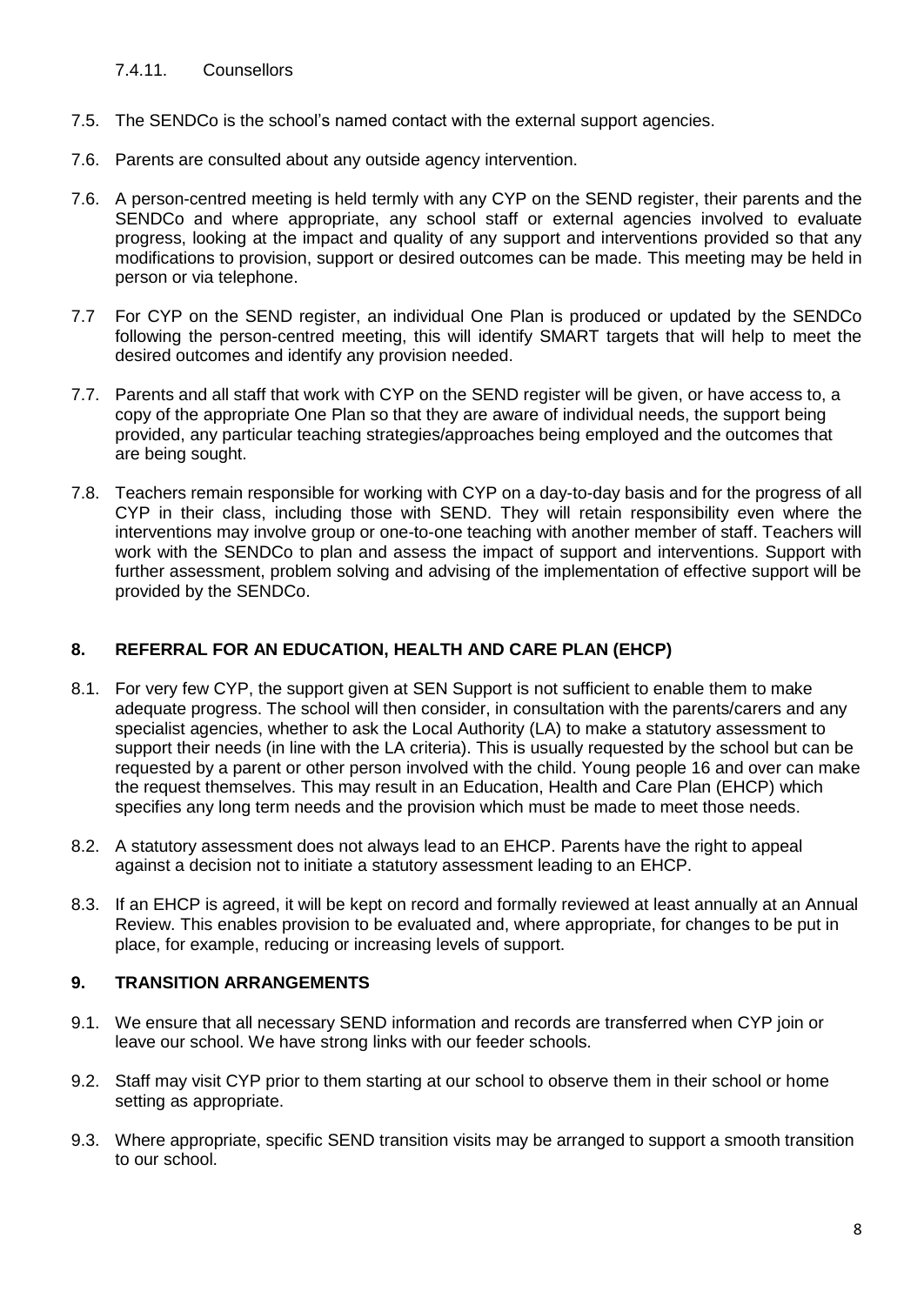7.4.11. Counsellors

7.5. The SENDCo is the school's named contact with the external support agencies.

7.6. Parents are consulted about any outside agency intervention.

7.6. A person-centred meeting is held termly with any CYP on the SEND register, their parents and the SENDCo and where appropriate, any school staff or external agencies involved to evaluate progress, looking at the impact and quality of any support and interventions provided so that any modifications to provision, support or desired outcomes can be made. This meeting may be held in person or via telephone.

7.7 For CYP on the SEND register, an individual One Plan is produced or updated by the SENDCo following the person-centred meeting, this will identify SMART targets that will help to meet the desired outcomes and identify any provision needed.

7.7. Parents and all staff that work with CYP on the SEND register will be given, or have access to, a copy of the appropriate One Plan so that they are aware of individual needs, the support being provided, any particular teaching strategies/approaches being employed and the outcomes that are being sought.

7.8. Teachers remain responsible for working with CYP on a day-to-day basis and for the progress of all CYP in their class, including those with SEND. They will retain responsibility even where the interventions may involve group or one-to-one teaching with another member of staff. Teachers will work with the SENDCo to plan and assess the impact of support and interventions. Support with further assessment, problem solving and advising of the implementation of effective support will be provided by the SENDCo.

## 8. REFERRAL FOR AN EDUCATION, HEALTH AND CARE PLAN (EHCP)

8.1. For very few CYP, the support given at SEN Support is not sufficient to enable them to make adequate progress. The school will then consider, in consultation with the parents/carers and any specialist agencies, whether to ask the Local Authority (LA) to make a statutory assessment to support their needs (in line with the LA criteria). This is usually requested by the school but can be requested by a parent or other person involved with the child. Young people 16 and over can make the request themselves. This may result in an Education, Health and Care Plan (EHCP) which specifies any long term needs and the provision which must be made to meet those needs.

8.2. A statutory assessment does not always lead to an EHCP. Parents have the right to appeal against a decision not to initiate a statutory assessment leading to an EHCP.

8.3. If an EHCP is agreed, it will be kept on record and formally reviewed at least annually at an Annual Review. This enables provision to be evaluated and, where appropriate, for changes to be put in place, for example, reducing or increasing levels of support.

## 9. TRANSITION ARRANGEMENTS

9.1. We ensure that all necessary SEND information and records are transferred when CYP join or leave our school. We have strong links with our feeder schools.

9.2. Staff may visit CYP prior to them starting at our school to observe them in their school or home setting as appropriate.

9.3. Where appropriate, specific SEND transition visits may be arranged to support a smooth transition to our school.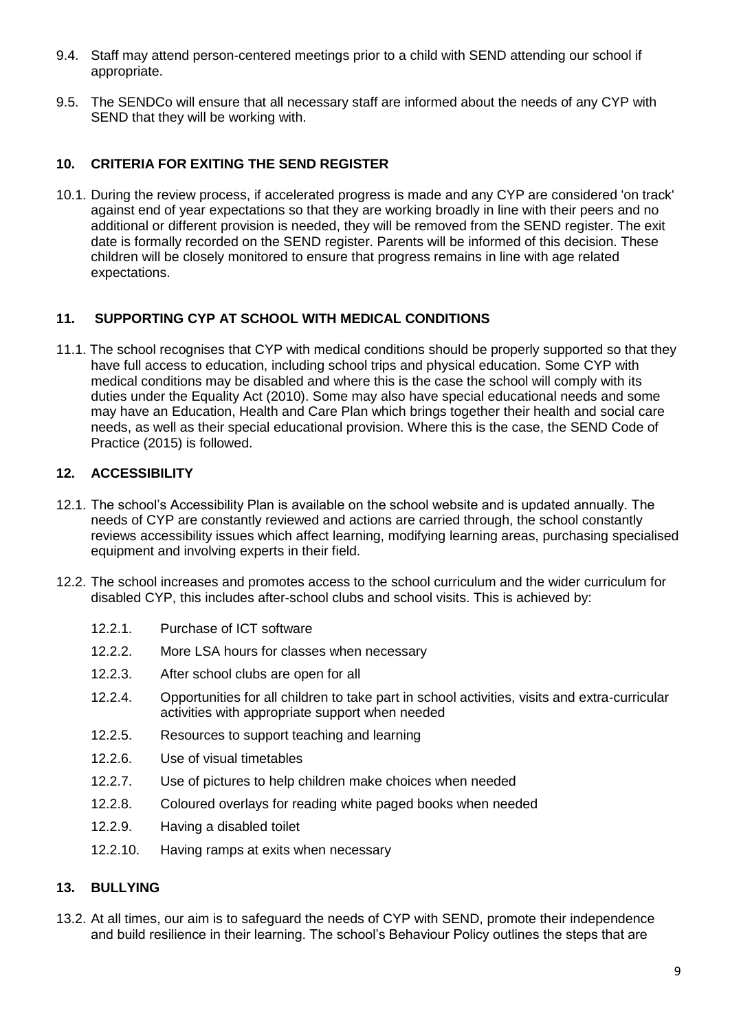9.4. Staff may attend person-centered meetings prior to a child with SEND attending our school if appropriate.

9.5. The SENDCo will ensure that all necessary staff are informed about the needs of any CYP with SEND that they will be working with.

## 10. CRITERIA FOR EXITING THE SEND REGISTER

10.1. During the review process, if accelerated progress is made and any CYP are considered 'on track' against end of year expectations so that they are working broadly in line with their peers and no additional or different provision is needed, they will be removed from the SEND register. The exit date is formally recorded on the SEND register. Parents will be informed of this decision. These children will be closely monitored to ensure that progress remains in line with age related expectations.

## 11. SUPPORTING CYP AT SCHOOL WITH MEDICAL CONDITIONS

11.1. The school recognises that CYP with medical conditions should be properly supported so that they have full access to education, including school trips and physical education. Some CYP with medical conditions may be disabled and where this is the case the school will comply with its duties under the Equality Act (2010). Some may also have special educational needs and some may have an Education, Health and Care Plan which brings together their health and social care needs, as well as their special educational provision. Where this is the case, the SEND Code of Practice (2015) is followed.

## 12. ACCESSIBILITY

12.1. The school's Accessibility Plan is available on the school website and is updated annually. The needs of CYP are constantly reviewed and actions are carried through, the school constantly reviews accessibility issues which affect learning, modifying learning areas, purchasing specialised equipment and involving experts in their field.

12.2. The school increases and promotes access to the school curriculum and the wider curriculum for disabled CYP, this includes after-school clubs and school visits. This is achieved by:

- 12.2.1. Purchase of ICT software
- 12.2.2. More LSA hours for classes when necessary
- 12.2.3. After school clubs are open for all
- 12.2.4. Opportunities for all children to take part in school activities, visits and extra-curricular activities with appropriate support when needed
- 12.2.5. Resources to support teaching and learning
- 12.2.6. Use of visual timetables
- 12.2.7. Use of pictures to help children make choices when needed
- 12.2.8. Coloured overlays for reading white paged books when needed
- 12.2.9. Having a disabled toilet
- 12.2.10. Having ramps at exits when necessary

## 13. BULLYING

13.2. At all times, our aim is to safeguard the needs of CYP with SEND, promote their independence and build resilience in their learning. The school's Behaviour Policy outlines the steps that are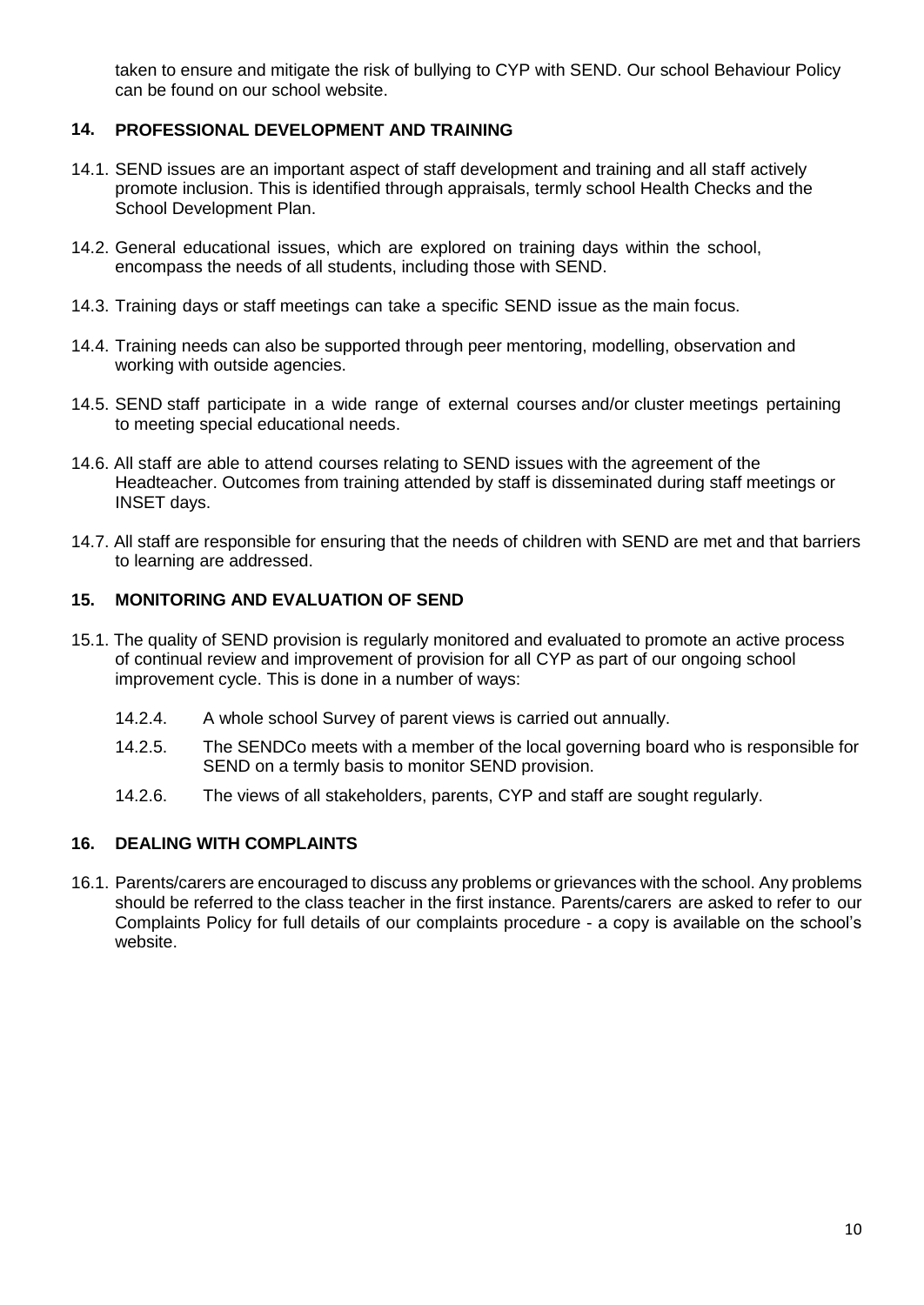taken to ensure and mitigate the risk of bullying to CYP with SEND. Our school Behaviour Policy can be found on our school website.

## 14. PROFESSIONAL DEVELOPMENT AND TRAINING

14.1. SEND issues are an important aspect of staff development and training and all staff actively promote inclusion. This is identified through appraisals, termly school Health Checks and the School Development Plan.

14.2. General educational issues, which are explored on training days within the school, encompass the needs of all students, including those with SEND.

14.3. Training days or staff meetings can take a specific SEND issue as the main focus.

14.4. Training needs can also be supported through peer mentoring, modelling, observation and working with outside agencies.

14.5. SEND staff participate in a wide range of external courses and/or cluster meetings pertaining to meeting special educational needs.

14.6. All staff are able to attend courses relating to SEND issues with the agreement of the Headteacher. Outcomes from training attended by staff is disseminated during staff meetings or INSET days.

14.7. All staff are responsible for ensuring that the needs of children with SEND are met and that barriers to learning are addressed.

## 15. MONITORING AND EVALUATION OF SEND

15.1. The quality of SEND provision is regularly monitored and evaluated to promote an active process of continual review and improvement of provision for all CYP as part of our ongoing school improvement cycle. This is done in a number of ways:

14.2.4. A whole school Survey of parent views is carried out annually.

14.2.5. The SENDCo meets with a member of the local governing board who is responsible for SEND on a termly basis to monitor SEND provision.

14.2.6. The views of all stakeholders, parents, CYP and staff are sought regularly.

## 16. DEALING WITH COMPLAINTS

16.1. Parents/carers are encouraged to discuss any problems or grievances with the school. Any problems should be referred to the class teacher in the first instance. Parents/carers are asked to refer to our Complaints Policy for full details of our complaints procedure - a copy is available on the school's website.